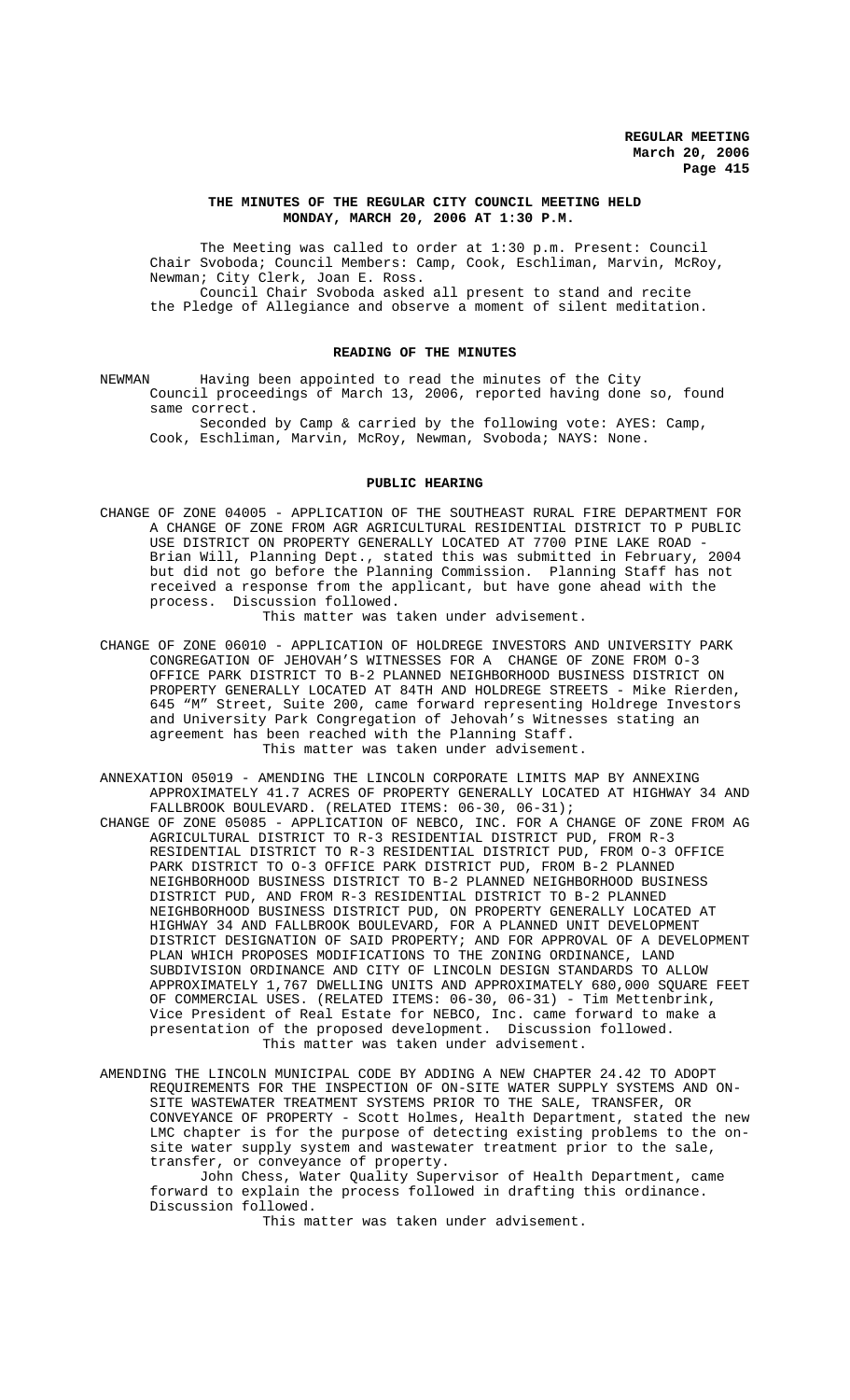**THE MINUTES OF THE REGULAR CITY COUNCIL MEETING HELD MONDAY, MARCH 20, 2006 AT 1:30 P.M.**

The Meeting was called to order at 1:30 p.m. Present: Council Chair Svoboda; Council Members: Camp, Cook, Eschliman, Marvin, McRoy, Newman; City Clerk, Joan E. Ross.

Council Chair Svoboda asked all present to stand and recite the Pledge of Allegiance and observe a moment of silent meditation.

**READING OF THE MINUTES**

NEWMAN Having been appointed to read the minutes of the City Council proceedings of March 13, 2006, reported having done so, found same correct.

Seconded by Camp & carried by the following vote: AYES: Camp, Cook, Eschliman, Marvin, McRoy, Newman, Svoboda; NAYS: None.

**PUBLIC HEARING**

CHANGE OF ZONE 04005 - APPLICATION OF THE SOUTHEAST RURAL FIRE DEPARTMENT FOR A CHANGE OF ZONE FROM AGR AGRICULTURAL RESIDENTIAL DISTRICT TO P PUBLIC USE DISTRICT ON PROPERTY GENERALLY LOCATED AT 7700 PINE LAKE ROAD - Brian Will, Planning Dept., stated this was submitted in February, 2004 but did not go before the Planning Commission. Planning Staff has not received a response from the applicant, but have gone ahead with the process. Discussion followed.

This matter was taken under advisement.

CHANGE OF ZONE 06010 - APPLICATION OF HOLDREGE INVESTORS AND UNIVERSITY PARK CONGREGATION OF JEHOVAH'S WITNESSES FOR A CHANGE OF ZONE FROM O-3 OFFICE PARK DISTRICT TO B-2 PLANNED NEIGHBORHOOD BUSINESS DISTRICT ON PROPERTY GENERALLY LOCATED AT 84TH AND HOLDREGE STREETS - Mike Rierden, 645 "M" Street, Suite 200, came forward representing Holdrege Investors and University Park Congregation of Jehovah's Witnesses stating an agreement has been reached with the Planning Staff.

This matter was taken under advisement.

ANNEXATION 05019 - AMENDING THE LINCOLN CORPORATE LIMITS MAP BY ANNEXING APPROXIMATELY 41.7 ACRES OF PROPERTY GENERALLY LOCATED AT HIGHWAY 34 AND FALLBROOK BOULEVARD. (RELATED ITEMS: 06-30, 06-31);

CHANGE OF ZONE 05085 - APPLICATION OF NEBCO, INC. FOR A CHANGE OF ZONE FROM AG AGRICULTURAL DISTRICT TO R-3 RESIDENTIAL DISTRICT PUD, FROM R-3 RESIDENTIAL DISTRICT TO R-3 RESIDENTIAL DISTRICT PUD, FROM O-3 OFFICE PARK DISTRICT TO O-3 OFFICE PARK DISTRICT PUD, FROM B-2 PLANNED NEIGHBORHOOD BUSINESS DISTRICT TO B-2 PLANNED NEIGHBORHOOD BUSINESS DISTRICT PUD, AND FROM R-3 RESIDENTIAL DISTRICT TO B-2 PLANNED NEIGHBORHOOD BUSINESS DISTRICT PUD, ON PROPERTY GENERALLY LOCATED AT HIGHWAY 34 AND FALLBROOK BOULEVARD, FOR A PLANNED UNIT DEVELOPMENT DISTRICT DESIGNATION OF SAID PROPERTY; AND FOR APPROVAL OF A DEVELOPMENT PLAN WHICH PROPOSES MODIFICATIONS TO THE ZONING ORDINANCE, LAND SUBDIVISION ORDINANCE AND CITY OF LINCOLN DESIGN STANDARDS TO ALLOW APPROXIMATELY 1,767 DWELLING UNITS AND APPROXIMATELY 680,000 SQUARE FEET OF COMMERCIAL USES. (RELATED ITEMS: 06-30, 06-31) - Tim Mettenbrink, Vice President of Real Estate for NEBCO, Inc. came forward to make a presentation of the proposed development. Discussion followed.

This matter was taken under advisement.

AMENDING THE LINCOLN MUNICIPAL CODE BY ADDING A NEW CHAPTER 24.42 TO ADOPT REQUIREMENTS FOR THE INSPECTION OF ON-SITE WATER SUPPLY SYSTEMS AND ON-SITE WASTEWATER TREATMENT SYSTEMS PRIOR TO THE SALE, TRANSFER, OR CONVEYANCE OF PROPERTY - Scott Holmes, Health Department, stated the new LMC chapter is for the purpose of detecting existing problems to the on-site water supply system and wastewater treatment prior to the sale, transfer, or conveyance of property.

John Chess, Water Quality Supervisor of Health Department, came forward to explain the process followed in drafting this ordinance. Discussion followed.

This matter was taken under advisement.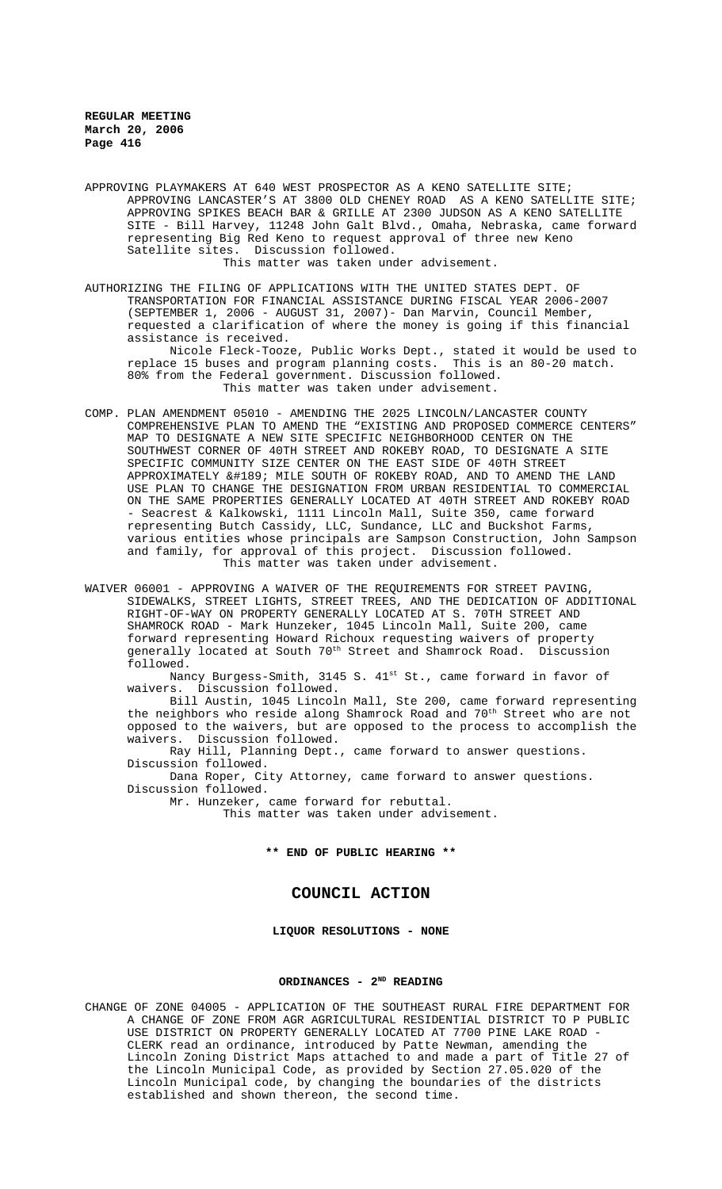APPROVING PLAYMAKERS AT 640 WEST PROSPECTOR AS A KENO SATELLITE SITE; APPROVING LANCASTER'S AT 3800 OLD CHENEY ROAD AS A KENO SATELLITE SITE; APPROVING SPIKES BEACH BAR & GRILLE AT 2300 JUDSON AS A KENO SATELLITE SITE - Bill Harvey, 11248 John Galt Blvd., Omaha, Nebraska, came forward representing Big Red Keno to request approval of three new Keno Satellite sites. Discussion followed.

This matter was taken under advisement.

AUTHORIZING THE FILING OF APPLICATIONS WITH THE UNITED STATES DEPT. OF TRANSPORTATION FOR FINANCIAL ASSISTANCE DURING FISCAL YEAR 2006-2007 (SEPTEMBER 1, 2006 - AUGUST 31, 2007)- Dan Marvin, Council Member, requested a clarification of where the money is going if this financial assistance is received.

Nicole Fleck-Tooze, Public Works Dept., stated it would be used to replace 15 buses and program planning costs. This is an 80-20 match. 80% from the Federal government. Discussion followed.

This matter was taken under advisement.

COMP. PLAN AMENDMENT 05010 - AMENDING THE 2025 LINCOLN/LANCASTER COUNTY COMPREHENSIVE PLAN TO AMEND THE "EXISTING AND PROPOSED COMMERCE CENTERS" MAP TO DESIGNATE A NEW SITE SPECIFIC NEIGHBORHOOD CENTER ON THE SOUTHWEST CORNER OF 40TH STREET AND ROKEBY ROAD, TO DESIGNATE A SITE SPECIFIC COMMUNITY SIZE CENTER ON THE EAST SIDE OF 40TH STREET APPROXIMATELY &#189; MILE SOUTH OF ROKEBY ROAD, AND TO AMEND THE LAND USE PLAN TO CHANGE THE DESIGNATION FROM URBAN RESIDENTIAL TO COMMERCIAL ON THE SAME PROPERTIES GENERALLY LOCATED AT 40TH STREET AND ROKEBY ROAD - Seacrest & Kalkowski, 1111 Lincoln Mall, Suite 350, came forward representing Butch Cassidy, LLC, Sundance, LLC and Buckshot Farms, various entities whose principals are Sampson Construction, John Sampson and family, for approval of this project. Discussion followed.

This matter was taken under advisement.

WAIVER 06001 - APPROVING A WAIVER OF THE REQUIREMENTS FOR STREET PAVING, SIDEWALKS, STREET LIGHTS, STREET TREES, AND THE DEDICATION OF ADDITIONAL RIGHT-OF-WAY ON PROPERTY GENERALLY LOCATED AT S. 70TH STREET AND SHAMROCK ROAD - Mark Hunzeker, 1045 Lincoln Mall, Suite 200, came forward representing Howard Richoux requesting waivers of property generally located at South 70th Street and Shamrock Road. Discussion followed.

Nancy Burgess-Smith, 3145 S. 41st St., came forward in favor of waivers. Discussion followed.

Bill Austin, 1045 Lincoln Mall, Ste 200, came forward representing the neighbors who reside along Shamrock Road and 70th Street who are not opposed to the waivers, but are opposed to the process to accomplish the waivers. Discussion followed.

Ray Hill, Planning Dept., came forward to answer questions. Discussion followed.

Dana Roper, City Attorney, came forward to answer questions. Discussion followed.

Mr. Hunzeker, came forward for rebuttal.

This matter was taken under advisement.

**\*\* END OF PUBLIC HEARING \*\***

## COUNCIL ACTION

**LIQUOR RESOLUTIONS - NONE**

**ORDINANCES - 2ND READING**

CHANGE OF ZONE 04005 - APPLICATION OF THE SOUTHEAST RURAL FIRE DEPARTMENT FOR A CHANGE OF ZONE FROM AGR AGRICULTURAL RESIDENTIAL DISTRICT TO P PUBLIC USE DISTRICT ON PROPERTY GENERALLY LOCATED AT 7700 PINE LAKE ROAD - CLERK read an ordinance, introduced by Patte Newman, amending the Lincoln Zoning District Maps attached to and made a part of Title 27 of the Lincoln Municipal Code, as provided by Section 27.05.020 of the Lincoln Municipal code, by changing the boundaries of the districts established and shown thereon, the second time.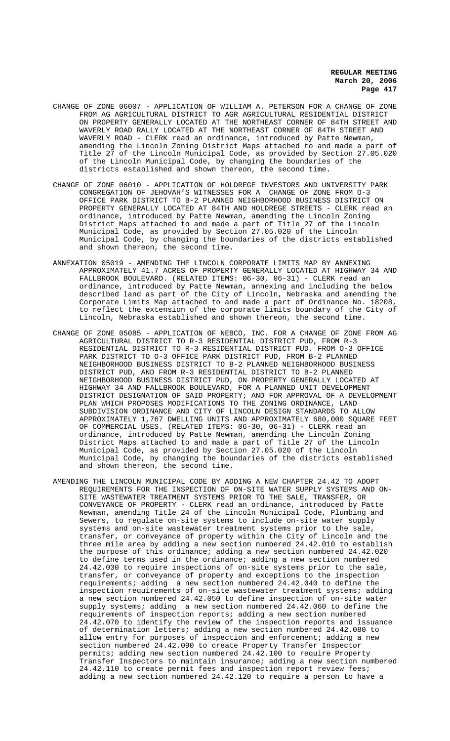CHANGE OF ZONE 06007 - APPLICATION OF WILLIAM A. PETERSON FOR A CHANGE OF ZONE FROM AG AGRICULTURAL DISTRICT TO AGR AGRICULTURAL RESIDENTIAL DISTRICT ON PROPERTY GENERALLY LOCATED AT THE NORTHEAST CORNER OF 84TH STREET AND WAVERLY ROAD RALLY LOCATED AT THE NORTHEAST CORNER OF 84TH STREET AND WAVERLY ROAD - CLERK read an ordinance, introduced by Patte Newman, amending the Lincoln Zoning District Maps attached to and made a part of Title 27 of the Lincoln Municipal Code, as provided by Section 27.05.020 of the Lincoln Municipal Code, by changing the boundaries of the districts established and shown thereon, the second time.

CHANGE OF ZONE 06010 - APPLICATION OF HOLDREGE INVESTORS AND UNIVERSITY PARK CONGREGATION OF JEHOVAH'S WITNESSES FOR A CHANGE OF ZONE FROM O-3 OFFICE PARK DISTRICT TO B-2 PLANNED NEIGHBORHOOD BUSINESS DISTRICT ON PROPERTY GENERALLY LOCATED AT 84TH AND HOLDREGE STREETS - CLERK read an ordinance, introduced by Patte Newman, amending the Lincoln Zoning District Maps attached to and made a part of Title 27 of the Lincoln Municipal Code, as provided by Section 27.05.020 of the Lincoln Municipal Code, by changing the boundaries of the districts established and shown thereon, the second time.

ANNEXATION 05019 - AMENDING THE LINCOLN CORPORATE LIMITS MAP BY ANNEXING APPROXIMATELY 41.7 ACRES OF PROPERTY GENERALLY LOCATED AT HIGHWAY 34 AND FALLBROOK BOULEVARD. (RELATED ITEMS: 06-30, 06-31) - CLERK read an ordinance, introduced by Patte Newman, annexing and including the below described land as part of the City of Lincoln, Nebraska and amending the Corporate Limits Map attached to and made a part of Ordinance No. 18208, to reflect the extension of the corporate limits boundary of the City of Lincoln, Nebraska established and shown thereon, the second time.

CHANGE OF ZONE 05085 - APPLICATION OF NEBCO, INC. FOR A CHANGE OF ZONE FROM AG AGRICULTURAL DISTRICT TO R-3 RESIDENTIAL DISTRICT PUD, FROM R-3 RESIDENTIAL DISTRICT TO R-3 RESIDENTIAL DISTRICT PUD, FROM O-3 OFFICE PARK DISTRICT TO O-3 OFFICE PARK DISTRICT PUD, FROM B-2 PLANNED NEIGHBORHOOD BUSINESS DISTRICT TO B-2 PLANNED NEIGHBORHOOD BUSINESS DISTRICT PUD, AND FROM R-3 RESIDENTIAL DISTRICT TO B-2 PLANNED NEIGHBORHOOD BUSINESS DISTRICT PUD, ON PROPERTY GENERALLY LOCATED AT HIGHWAY 34 AND FALLBROOK BOULEVARD, FOR A PLANNED UNIT DEVELOPMENT DISTRICT DESIGNATION OF SAID PROPERTY; AND FOR APPROVAL OF A DEVELOPMENT PLAN WHICH PROPOSES MODIFICATIONS TO THE ZONING ORDINANCE, LAND SUBDIVISION ORDINANCE AND CITY OF LINCOLN DESIGN STANDARDS TO ALLOW APPROXIMATELY 1,767 DWELLING UNITS AND APPROXIMATELY 680,000 SQUARE FEET OF COMMERCIAL USES. (RELATED ITEMS: 06-30, 06-31) - CLERK read an ordinance, introduced by Patte Newman, amending the Lincoln Zoning District Maps attached to and made a part of Title 27 of the Lincoln Municipal Code, as provided by Section 27.05.020 of the Lincoln Municipal Code, by changing the boundaries of the districts established and shown thereon, the second time.

AMENDING THE LINCOLN MUNICIPAL CODE BY ADDING A NEW CHAPTER 24.42 TO ADOPT REQUIREMENTS FOR THE INSPECTION OF ON-SITE WATER SUPPLY SYSTEMS AND ON-SITE WASTEWATER TREATMENT SYSTEMS PRIOR TO THE SALE, TRANSFER, OR CONVEYANCE OF PROPERTY - CLERK read an ordinance, introduced by Patte Newman, amending Title 24 of the Lincoln Municipal Code, Plumbing and Sewers, to regulate on-site systems to include on-site water supply systems and on-site wastewater treatment systems prior to the sale, transfer, or conveyance of property within the City of Lincoln and the three mile area by adding a new section numbered 24.42.010 to establish the purpose of this ordinance; adding a new section numbered 24.42.020 to define terms used in the ordinance; adding a new section numbered 24.42.030 to require inspections of on-site systems prior to the sale, transfer, or conveyance of property and exceptions to the inspection requirements; adding a new section numbered 24.42.040 to define the inspection requirements of on-site wastewater treatment systems; adding a new section numbered 24.42.050 to define inspection of on-site water supply systems; adding a new section numbered 24.42.060 to define the requirements of inspection reports; adding a new section numbered 24.42.070 to identify the review of the inspection reports and issuance of determination letters; adding a new section numbered 24.42.080 to allow entry for purposes of inspection and enforcement; adding a new section numbered 24.42.090 to create Property Transfer Inspector permits; adding new section numbered 24.42.100 to require Property Transfer Inspectors to maintain insurance; adding a new section numbered 24.42.110 to create permit fees and inspection report review fees; adding a new section numbered 24.42.120 to require a person to have a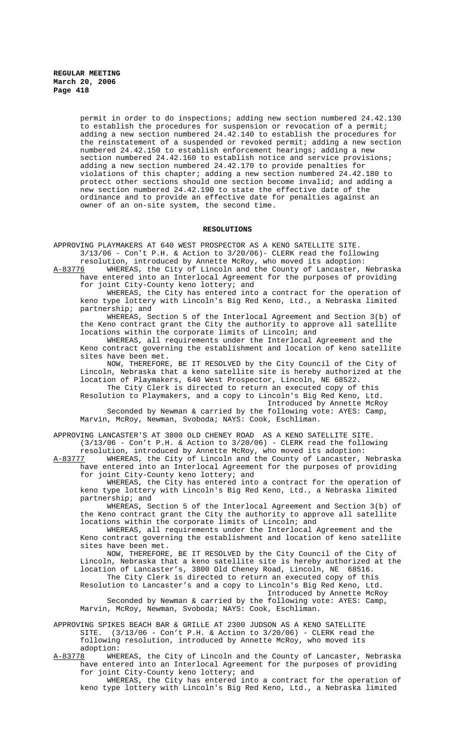permit in order to do inspections; adding new section numbered 24.42.130 to establish the procedures for suspension or revocation of a permit; adding a new section numbered 24.42.140 to establish the procedures for the reinstatement of a suspended or revoked permit; adding a new section numbered 24.42.150 to establish enforcement hearings; adding a new section numbered 24.42.160 to establish notice and service provisions; adding a new section numbered 24.42.170 to provide penalties for violations of this chapter; adding a new section numbered 24.42.180 to protect other sections should one section become invalid; and adding a new section numbered 24.42.190 to state the effective date of the ordinance and to provide an effective date for penalties against an owner of an on-site system, the second time.

## RESOLUTIONS

APPROVING PLAYMAKERS AT 640 WEST PROSPECTOR AS A KENO SATELLITE SITE. 3/13/06 - Con't P.H. & Action to 3/20/06)- CLERK read the following resolution, introduced by Annette McRoy, who moved its adoption:

A-83776 WHEREAS, the City of Lincoln and the County of Lancaster, Nebraska have entered into an Interlocal Agreement for the purposes of providing for joint City-County keno lottery; and

WHEREAS, the City has entered into a contract for the operation of keno type lottery with Lincoln's Big Red Keno, Ltd., a Nebraska limited partnership; and

WHEREAS, Section 5 of the Interlocal Agreement and Section 3(b) of the Keno contract grant the City the authority to approve all satellite locations within the corporate limits of Lincoln; and

WHEREAS, all requirements under the Interlocal Agreement and the Keno contract governing the establishment and location of keno satellite sites have been met.

NOW, THEREFORE, BE IT RESOLVED by the City Council of the City of Lincoln, Nebraska that a keno satellite site is hereby authorized at the location of Playmakers, 640 West Prospector, Lincoln, NE 68522.

The City Clerk is directed to return an executed copy of this Resolution to Playmakers, and a copy to Lincoln's Big Red Keno, Ltd.

Introduced by Annette McRoy

Seconded by Newman & carried by the following vote: AYES: Camp, Marvin, McRoy, Newman, Svoboda; NAYS: Cook, Eschliman.

APPROVING LANCASTER'S AT 3800 OLD CHENEY ROAD AS A KENO SATELLITE SITE. (3/13/06 - Con't P.H. & Action to 3/20/06) - CLERK read the following resolution, introduced by Annette McRoy, who moved its adoption:

A-83777 WHEREAS, the City of Lincoln and the County of Lancaster, Nebraska have entered into an Interlocal Agreement for the purposes of providing for joint City-County keno lottery; and

WHEREAS, the City has entered into a contract for the operation of keno type lottery with Lincoln's Big Red Keno, Ltd., a Nebraska limited partnership; and

WHEREAS, Section 5 of the Interlocal Agreement and Section 3(b) of the Keno contract grant the City the authority to approve all satellite locations within the corporate limits of Lincoln; and

WHEREAS, all requirements under the Interlocal Agreement and the Keno contract governing the establishment and location of keno satellite sites have been met.

NOW, THEREFORE, BE IT RESOLVED by the City Council of the City of Lincoln, Nebraska that a keno satellite site is hereby authorized at the location of Lancaster's, 3800 Old Cheney Road, Lincoln, NE 68516.

The City Clerk is directed to return an executed copy of this Resolution to Lancaster's and a copy to Lincoln's Big Red Keno, Ltd.

Introduced by Annette McRoy

Seconded by Newman & carried by the following vote: AYES: Camp, Marvin, McRoy, Newman, Svoboda; NAYS: Cook, Eschliman.

APPROVING SPIKES BEACH BAR & GRILLE AT 2300 JUDSON AS A KENO SATELLITE SITE. (3/13/06 - Con't P.H. & Action to 3/20/06) - CLERK read the following resolution, introduced by Annette McRoy, who moved its adoption:

A-83778 WHEREAS, the City of Lincoln and the County of Lancaster, Nebraska have entered into an Interlocal Agreement for the purposes of providing for joint City-County keno lottery; and

WHEREAS, the City has entered into a contract for the operation of keno type lottery with Lincoln's Big Red Keno, Ltd., a Nebraska limited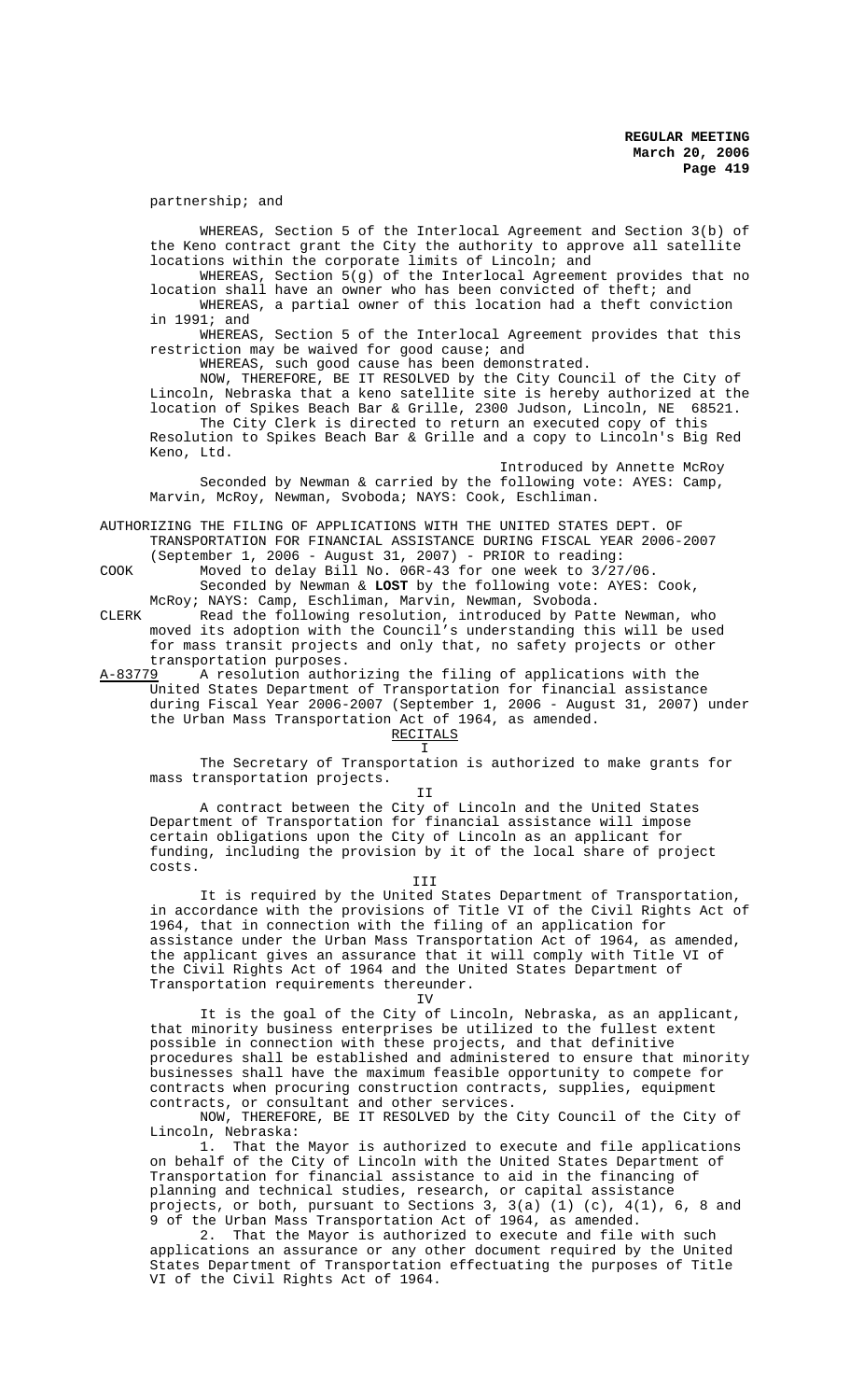partnership; and

WHEREAS, Section 5 of the Interlocal Agreement and Section 3(b) of the Keno contract grant the City the authority to approve all satellite locations within the corporate limits of Lincoln; and

WHEREAS, Section 5(g) of the Interlocal Agreement provides that no location shall have an owner who has been convicted of theft; and

WHEREAS, a partial owner of this location had a theft conviction in 1991; and

WHEREAS, Section 5 of the Interlocal Agreement provides that this restriction may be waived for good cause; and

WHEREAS, such good cause has been demonstrated.

NOW, THEREFORE, BE IT RESOLVED by the City Council of the City of Lincoln, Nebraska that a keno satellite site is hereby authorized at the location of Spikes Beach Bar & Grille, 2300 Judson, Lincoln, NE 68521.

The City Clerk is directed to return an executed copy of this Resolution to Spikes Beach Bar & Grille and a copy to Lincoln's Big Red Keno, Ltd.

Introduced by Annette McRoy

Seconded by Newman & carried by the following vote: AYES: Camp, Marvin, McRoy, Newman, Svoboda; NAYS: Cook, Eschliman.

AUTHORIZING THE FILING OF APPLICATIONS WITH THE UNITED STATES DEPT. OF TRANSPORTATION FOR FINANCIAL ASSISTANCE DURING FISCAL YEAR 2006-2007 (September 1, 2006 - August 31, 2007) - PRIOR to reading:

COOK Moved to delay Bill No. 06R-43 for one week to 3/27/06.

Seconded by Newman & **LOST** by the following vote: AYES: Cook, McRoy; NAYS: Camp, Eschliman, Marvin, Newman, Svoboda.

CLERK Read the following resolution, introduced by Patte Newman, who moved its adoption with the Council's understanding this will be used for mass transit projects and only that, no safety projects or other transportation purposes.

A-83779 A resolution authorizing the filing of applications with the United States Department of Transportation for financial assistance during Fiscal Year 2006-2007 (September 1, 2006 - August 31, 2007) under the Urban Mass Transportation Act of 1964, as amended.

RECITALS

I

The Secretary of Transportation is authorized to make grants for mass transportation projects.

II

A contract between the City of Lincoln and the United States Department of Transportation for financial assistance will impose certain obligations upon the City of Lincoln as an applicant for funding, including the provision by it of the local share of project costs.

III

It is required by the United States Department of Transportation, in accordance with the provisions of Title VI of the Civil Rights Act of 1964, that in connection with the filing of an application for assistance under the Urban Mass Transportation Act of 1964, as amended, the applicant gives an assurance that it will comply with Title VI of the Civil Rights Act of 1964 and the United States Department of Transportation requirements thereunder.

IV

It is the goal of the City of Lincoln, Nebraska, as an applicant, that minority business enterprises be utilized to the fullest extent possible in connection with these projects, and that definitive procedures shall be established and administered to ensure that minority businesses shall have the maximum feasible opportunity to compete for contracts when procuring construction contracts, supplies, equipment contracts, or consultant and other services.

NOW, THEREFORE, BE IT RESOLVED by the City Council of the City of Lincoln, Nebraska:

1. That the Mayor is authorized to execute and file applications on behalf of the City of Lincoln with the United States Department of Transportation for financial assistance to aid in the financing of planning and technical studies, research, or capital assistance projects, or both, pursuant to Sections 3, 3(a) (1) (c), 4(1), 6, 8 and 9 of the Urban Mass Transportation Act of 1964, as amended.

2. That the Mayor is authorized to execute and file with such applications an assurance or any other document required by the United States Department of Transportation effectuating the purposes of Title VI of the Civil Rights Act of 1964.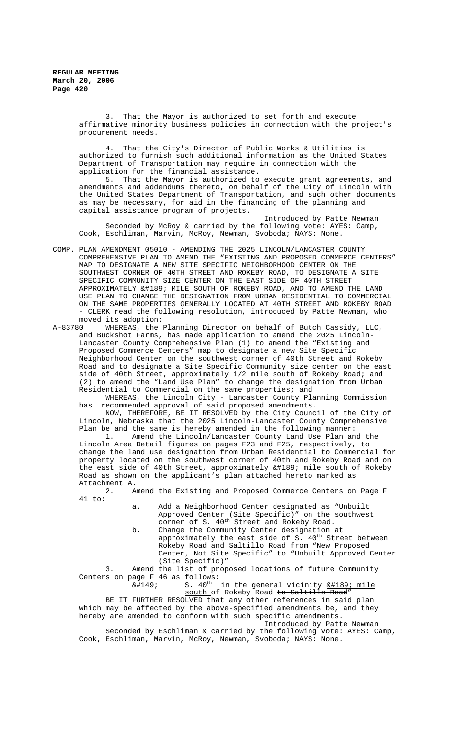3. That the Mayor is authorized to set forth and execute affirmative minority business policies in connection with the project's procurement needs.

4. That the City's Director of Public Works & Utilities is authorized to furnish such additional information as the United States Department of Transportation may require in connection with the application for the financial assistance.

5. That the Mayor is authorized to execute grant agreements, and amendments and addendums thereto, on behalf of the City of Lincoln with the United States Department of Transportation, and such other documents as may be necessary, for aid in the financing of the planning and capital assistance program of projects.

Introduced by Patte Newman

Seconded by McRoy & carried by the following vote: AYES: Camp, Cook, Eschliman, Marvin, McRoy, Newman, Svoboda; NAYS: None.

COMP. PLAN AMENDMENT 05010 - AMENDING THE 2025 LINCOLN/LANCASTER COUNTY COMPREHENSIVE PLAN TO AMEND THE "EXISTING AND PROPOSED COMMERCE CENTERS" MAP TO DESIGNATE A NEW SITE SPECIFIC NEIGHBORHOOD CENTER ON THE SOUTHWEST CORNER OF 40TH STREET AND ROKEBY ROAD, TO DESIGNATE A SITE SPECIFIC COMMUNITY SIZE CENTER ON THE EAST SIDE OF 40TH STREET APPROXIMATELY &#189; MILE SOUTH OF ROKEBY ROAD, AND TO AMEND THE LAND USE PLAN TO CHANGE THE DESIGNATION FROM URBAN RESIDENTIAL TO COMMERCIAL ON THE SAME PROPERTIES GENERALLY LOCATED AT 40TH STREET AND ROKEBY ROAD - CLERK read the following resolution, introduced by Patte Newman, who moved its adoption:

A-83780 WHEREAS, the Planning Director on behalf of Butch Cassidy, LLC, and Buckshot Farms, has made application to amend the 2025 Lincoln-Lancaster County Comprehensive Plan (1) to amend the "Existing and Proposed Commerce Centers" map to designate a new Site Specific Neighborhood Center on the southwest corner of 40th Street and Rokeby Road and to designate a Site Specific Community size center on the east side of 40th Street, approximately 1/2 mile south of Rokeby Road; and (2) to amend the "Land Use Plan" to change the designation from Urban Residential to Commercial on the same properties; and

WHEREAS, the Lincoln City - Lancaster County Planning Commission has recommended approval of said proposed amendments.

NOW, THEREFORE, BE IT RESOLVED by the City Council of the City of Lincoln, Nebraska that the 2025 Lincoln-Lancaster County Comprehensive Plan be and the same is hereby amended in the following manner:

1. Amend the Lincoln/Lancaster County Land Use Plan and the Lincoln Area Detail figures on pages F23 and F25, respectively, to change the land use designation from Urban Residential to Commercial for property located on the southwest corner of 40th and Rokeby Road and on the east side of 40th Street, approximately &#189; mile south of Rokeby Road as shown on the applicant's plan attached hereto marked as Attachment A.

2. Amend the Existing and Proposed Commerce Centers on Page F 41 to:

a. Add a Neighborhood Center designated as "Unbuilt Approved Center (Site Specific)" on the southwest corner of S. 40th Street and Rokeby Road.

b. Change the Community Center designation at approximately the east side of S. 40th Street between Rokeby Road and Saltillo Road from "New Proposed Center, Not Site Specific" to "Unbuilt Approved Center (Site Specific)"

3. Amend the list of proposed locations of future Community Centers on page F 46 as follows:

&#149; S. 40th ~~in the general vicinity~~ &#189; mile south of Rokeby Road ~~to Saltillo Road~~"

BE IT FURTHER RESOLVED that any other references in said plan which may be affected by the above-specified amendments be, and they hereby are amended to conform with such specific amendments.

Introduced by Patte Newman

Seconded by Eschliman & carried by the following vote: AYES: Camp, Cook, Eschliman, Marvin, McRoy, Newman, Svoboda; NAYS: None.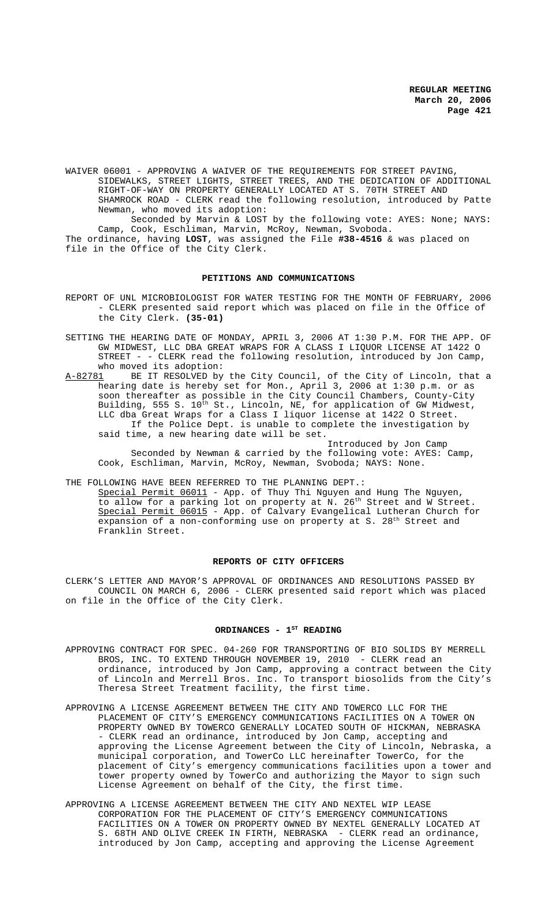WAIVER 06001 - APPROVING A WAIVER OF THE REQUIREMENTS FOR STREET PAVING, SIDEWALKS, STREET LIGHTS, STREET TREES, AND THE DEDICATION OF ADDITIONAL RIGHT-OF-WAY ON PROPERTY GENERALLY LOCATED AT S. 70TH STREET AND SHAMROCK ROAD - CLERK read the following resolution, introduced by Patte Newman, who moved its adoption:

Seconded by Marvin & LOST by the following vote: AYES: None; NAYS: Camp, Cook, Eschliman, Marvin, McRoy, Newman, Svoboda.

The ordinance, having **LOST**, was assigned the File **#38-4516** & was placed on file in the Office of the City Clerk.

## PETITIONS AND COMMUNICATIONS

REPORT OF UNL MICROBIOLOGIST FOR WATER TESTING FOR THE MONTH OF FEBRUARY, 2006 - CLERK presented said report which was placed on file in the Office of the City Clerk. **(35-01)**

SETTING THE HEARING DATE OF MONDAY, APRIL 3, 2006 AT 1:30 P.M. FOR THE APP. OF GW MIDWEST, LLC DBA GREAT WRAPS FOR A CLASS I LIQUOR LICENSE AT 1422 O STREET - - CLERK read the following resolution, introduced by Jon Camp, who moved its adoption:

A-82781 BE IT RESOLVED by the City Council, of the City of Lincoln, that a hearing date is hereby set for Mon., April 3, 2006 at 1:30 p.m. or as soon thereafter as possible in the City Council Chambers, County-City Building, 555 S. 10th St., Lincoln, NE, for application of GW Midwest, LLC dba Great Wraps for a Class I liquor license at 1422 O Street.

If the Police Dept. is unable to complete the investigation by said time, a new hearing date will be set.

Introduced by Jon Camp

Seconded by Newman & carried by the following vote: AYES: Camp, Cook, Eschliman, Marvin, McRoy, Newman, Svoboda; NAYS: None.

THE FOLLOWING HAVE BEEN REFERRED TO THE PLANNING DEPT.:

Special Permit 06011 - App. of Thuy Thi Nguyen and Hung The Nguyen, to allow for a parking lot on property at N. 26th Street and W Street.

Special Permit 06015 - App. of Calvary Evangelical Lutheran Church for expansion of a non-conforming use on property at S. 28th Street and Franklin Street.

## REPORTS OF CITY OFFICERS

CLERK'S LETTER AND MAYOR'S APPROVAL OF ORDINANCES AND RESOLUTIONS PASSED BY COUNCIL ON MARCH 6, 2006 - CLERK presented said report which was placed on file in the Office of the City Clerk.

## ORDINANCES - 1ST READING

APPROVING CONTRACT FOR SPEC. 04-260 FOR TRANSPORTING OF BIO SOLIDS BY MERRELL BROS, INC. TO EXTEND THROUGH NOVEMBER 19, 2010 - CLERK read an ordinance, introduced by Jon Camp, approving a contract between the City of Lincoln and Merrell Bros. Inc. To transport biosolids from the City's Theresa Street Treatment facility, the first time.

APPROVING A LICENSE AGREEMENT BETWEEN THE CITY AND TOWERCO LLC FOR THE PLACEMENT OF CITY'S EMERGENCY COMMUNICATIONS FACILITIES ON A TOWER ON PROPERTY OWNED BY TOWERCO GENERALLY LOCATED SOUTH OF HICKMAN, NEBRASKA - CLERK read an ordinance, introduced by Jon Camp, accepting and approving the License Agreement between the City of Lincoln, Nebraska, a municipal corporation, and TowerCo LLC hereinafter TowerCo, for the placement of City's emergency communications facilities upon a tower and tower property owned by TowerCo and authorizing the Mayor to sign such License Agreement on behalf of the City, the first time.

APPROVING A LICENSE AGREEMENT BETWEEN THE CITY AND NEXTEL WIP LEASE CORPORATION FOR THE PLACEMENT OF CITY'S EMERGENCY COMMUNICATIONS FACILITIES ON A TOWER ON PROPERTY OWNED BY NEXTEL GENERALLY LOCATED AT S. 68TH AND OLIVE CREEK IN FIRTH, NEBRASKA - CLERK read an ordinance, introduced by Jon Camp, accepting and approving the License Agreement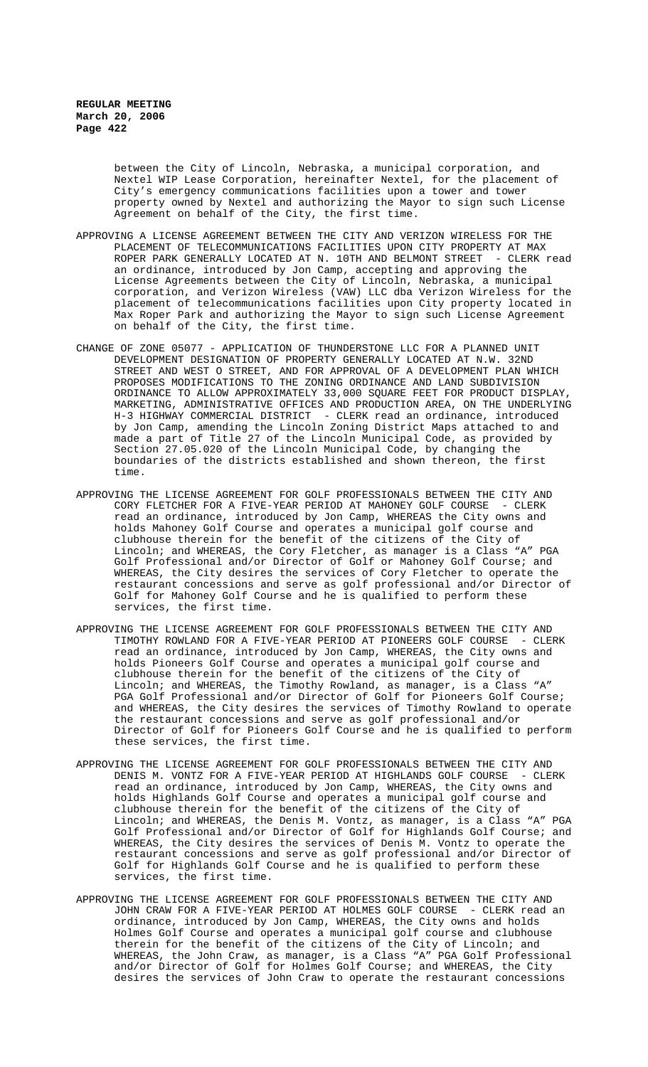between the City of Lincoln, Nebraska, a municipal corporation, and Nextel WIP Lease Corporation, hereinafter Nextel, for the placement of City's emergency communications facilities upon a tower and tower property owned by Nextel and authorizing the Mayor to sign such License Agreement on behalf of the City, the first time.

APPROVING A LICENSE AGREEMENT BETWEEN THE CITY AND VERIZON WIRELESS FOR THE PLACEMENT OF TELECOMMUNICATIONS FACILITIES UPON CITY PROPERTY AT MAX ROPER PARK GENERALLY LOCATED AT N. 10TH AND BELMONT STREET - CLERK read an ordinance, introduced by Jon Camp, accepting and approving the License Agreements between the City of Lincoln, Nebraska, a municipal corporation, and Verizon Wireless (VAW) LLC dba Verizon Wireless for the placement of telecommunications facilities upon City property located in Max Roper Park and authorizing the Mayor to sign such License Agreement on behalf of the City, the first time.

CHANGE OF ZONE 05077 - APPLICATION OF THUNDERSTONE LLC FOR A PLANNED UNIT DEVELOPMENT DESIGNATION OF PROPERTY GENERALLY LOCATED AT N.W. 32ND STREET AND WEST O STREET, AND FOR APPROVAL OF A DEVELOPMENT PLAN WHICH PROPOSES MODIFICATIONS TO THE ZONING ORDINANCE AND LAND SUBDIVISION ORDINANCE TO ALLOW APPROXIMATELY 33,000 SQUARE FEET FOR PRODUCT DISPLAY, MARKETING, ADMINISTRATIVE OFFICES AND PRODUCTION AREA, ON THE UNDERLYING H-3 HIGHWAY COMMERCIAL DISTRICT - CLERK read an ordinance, introduced by Jon Camp, amending the Lincoln Zoning District Maps attached to and made a part of Title 27 of the Lincoln Municipal Code, as provided by Section 27.05.020 of the Lincoln Municipal Code, by changing the boundaries of the districts established and shown thereon, the first time.

APPROVING THE LICENSE AGREEMENT FOR GOLF PROFESSIONALS BETWEEN THE CITY AND CORY FLETCHER FOR A FIVE-YEAR PERIOD AT MAHONEY GOLF COURSE - CLERK read an ordinance, introduced by Jon Camp, WHEREAS the City owns and holds Mahoney Golf Course and operates a municipal golf course and clubhouse therein for the benefit of the citizens of the City of Lincoln; and WHEREAS, the Cory Fletcher, as manager is a Class "A" PGA Golf Professional and/or Director of Golf or Mahoney Golf Course; and WHEREAS, the City desires the services of Cory Fletcher to operate the restaurant concessions and serve as golf professional and/or Director of Golf for Mahoney Golf Course and he is qualified to perform these services, the first time.

APPROVING THE LICENSE AGREEMENT FOR GOLF PROFESSIONALS BETWEEN THE CITY AND TIMOTHY ROWLAND FOR A FIVE-YEAR PERIOD AT PIONEERS GOLF COURSE - CLERK read an ordinance, introduced by Jon Camp, WHEREAS, the City owns and holds Pioneers Golf Course and operates a municipal golf course and clubhouse therein for the benefit of the citizens of the City of Lincoln; and WHEREAS, the Timothy Rowland, as manager, is a Class "A" PGA Golf Professional and/or Director of Golf for Pioneers Golf Course; and WHEREAS, the City desires the services of Timothy Rowland to operate the restaurant concessions and serve as golf professional and/or Director of Golf for Pioneers Golf Course and he is qualified to perform these services, the first time.

APPROVING THE LICENSE AGREEMENT FOR GOLF PROFESSIONALS BETWEEN THE CITY AND DENIS M. VONTZ FOR A FIVE-YEAR PERIOD AT HIGHLANDS GOLF COURSE - CLERK read an ordinance, introduced by Jon Camp, WHEREAS, the City owns and holds Highlands Golf Course and operates a municipal golf course and clubhouse therein for the benefit of the citizens of the City of Lincoln; and WHEREAS, the Denis M. Vontz, as manager, is a Class "A" PGA Golf Professional and/or Director of Golf for Highlands Golf Course; and WHEREAS, the City desires the services of Denis M. Vontz to operate the restaurant concessions and serve as golf professional and/or Director of Golf for Highlands Golf Course and he is qualified to perform these services, the first time.

APPROVING THE LICENSE AGREEMENT FOR GOLF PROFESSIONALS BETWEEN THE CITY AND JOHN CRAW FOR A FIVE-YEAR PERIOD AT HOLMES GOLF COURSE - CLERK read an ordinance, introduced by Jon Camp, WHEREAS, the City owns and holds Holmes Golf Course and operates a municipal golf course and clubhouse therein for the benefit of the citizens of the City of Lincoln; and WHEREAS, the John Craw, as manager, is a Class "A" PGA Golf Professional and/or Director of Golf for Holmes Golf Course; and WHEREAS, the City desires the services of John Craw to operate the restaurant concessions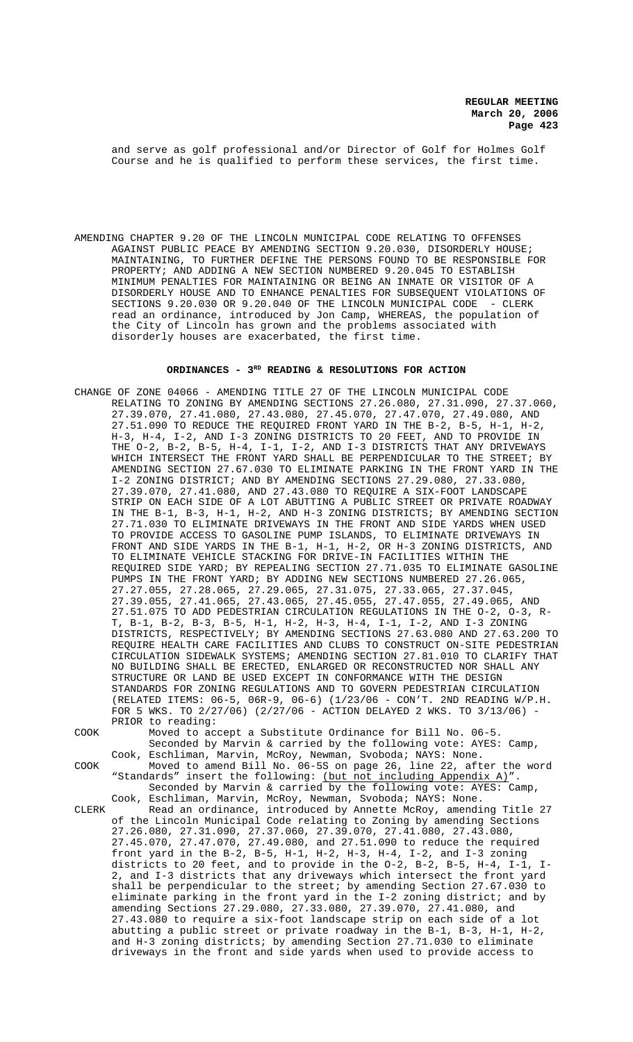and serve as golf professional and/or Director of Golf for Holmes Golf Course and he is qualified to perform these services, the first time.

AMENDING CHAPTER 9.20 OF THE LINCOLN MUNICIPAL CODE RELATING TO OFFENSES AGAINST PUBLIC PEACE BY AMENDING SECTION 9.20.030, DISORDERLY HOUSE; MAINTAINING, TO FURTHER DEFINE THE PERSONS FOUND TO BE RESPONSIBLE FOR PROPERTY; AND ADDING A NEW SECTION NUMBERED 9.20.045 TO ESTABLISH MINIMUM PENALTIES FOR MAINTAINING OR BEING AN INMATE OR VISITOR OF A DISORDERLY HOUSE AND TO ENHANCE PENALTIES FOR SUBSEQUENT VIOLATIONS OF SECTIONS 9.20.030 OR 9.20.040 OF THE LINCOLN MUNICIPAL CODE - CLERK read an ordinance, introduced by Jon Camp, WHEREAS, the population of the City of Lincoln has grown and the problems associated with disorderly houses are exacerbated, the first time.

## ORDINANCES - 3RD READING & RESOLUTIONS FOR ACTION

CHANGE OF ZONE 04066 - AMENDING TITLE 27 OF THE LINCOLN MUNICIPAL CODE RELATING TO ZONING BY AMENDING SECTIONS 27.26.080, 27.31.090, 27.37.060, 27.39.070, 27.41.080, 27.43.080, 27.45.070, 27.47.070, 27.49.080, AND 27.51.090 TO REDUCE THE REQUIRED FRONT YARD IN THE B-2, B-5, H-1, H-2, H-3, H-4, I-2, AND I-3 ZONING DISTRICTS TO 20 FEET, AND TO PROVIDE IN THE O-2, B-2, B-5, H-4, I-1, I-2, AND I-3 DISTRICTS THAT ANY DRIVEWAYS WHICH INTERSECT THE FRONT YARD SHALL BE PERPENDICULAR TO THE STREET; BY AMENDING SECTION 27.67.030 TO ELIMINATE PARKING IN THE FRONT YARD IN THE I-2 ZONING DISTRICT; AND BY AMENDING SECTIONS 27.29.080, 27.33.080, 27.39.070, 27.41.080, AND 27.43.080 TO REQUIRE A SIX-FOOT LANDSCAPE STRIP ON EACH SIDE OF A LOT ABUTTING A PUBLIC STREET OR PRIVATE ROADWAY IN THE B-1, B-3, H-1, H-2, AND H-3 ZONING DISTRICTS; BY AMENDING SECTION 27.71.030 TO ELIMINATE DRIVEWAYS IN THE FRONT AND SIDE YARDS WHEN USED TO PROVIDE ACCESS TO GASOLINE PUMP ISLANDS, TO ELIMINATE DRIVEWAYS IN FRONT AND SIDE YARDS IN THE B-1, H-1, H-2, OR H-3 ZONING DISTRICTS, AND TO ELIMINATE VEHICLE STACKING FOR DRIVE-IN FACILITIES WITHIN THE REQUIRED SIDE YARD; BY REPEALING SECTION 27.71.035 TO ELIMINATE GASOLINE PUMPS IN THE FRONT YARD; BY ADDING NEW SECTIONS NUMBERED 27.26.065, 27.27.055, 27.28.065, 27.29.065, 27.31.075, 27.33.065, 27.37.045, 27.39.055, 27.41.065, 27.43.065, 27.45.055, 27.47.055, 27.49.065, AND 27.51.075 TO ADD PEDESTRIAN CIRCULATION REGULATIONS IN THE O-2, O-3, R-T, B-1, B-2, B-3, B-5, H-1, H-2, H-3, H-4, I-1, I-2, AND I-3 ZONING DISTRICTS, RESPECTIVELY; BY AMENDING SECTIONS 27.63.080 AND 27.63.200 TO REQUIRE HEALTH CARE FACILITIES AND CLUBS TO CONSTRUCT ON-SITE PEDESTRIAN CIRCULATION SIDEWALK SYSTEMS; AMENDING SECTION 27.81.010 TO CLARIFY THAT NO BUILDING SHALL BE ERECTED, ENLARGED OR RECONSTRUCTED NOR SHALL ANY STRUCTURE OR LAND BE USED EXCEPT IN CONFORMANCE WITH THE DESIGN STANDARDS FOR ZONING REGULATIONS AND TO GOVERN PEDESTRIAN CIRCULATION (RELATED ITEMS: 06-5, 06R-9, 06-6) (1/23/06 - CON'T. 2ND READING W/P.H. FOR 5 WKS. TO 2/27/06) (2/27/06 - ACTION DELAYED 2 WKS. TO 3/13/06) - PRIOR to reading:

COOK Moved to accept a Substitute Ordinance for Bill No. 06-5.

Seconded by Marvin & carried by the following vote: AYES: Camp, Cook, Eschliman, Marvin, McRoy, Newman, Svoboda; NAYS: None.

COOK Moved to amend Bill No. 06-5S on page 26, line 22, after the word "Standards" insert the following: (but not including Appendix A)".

Seconded by Marvin & carried by the following vote: AYES: Camp, Cook, Eschliman, Marvin, McRoy, Newman, Svoboda; NAYS: None.

CLERK Read an ordinance, introduced by Annette McRoy, amending Title 27 of the Lincoln Municipal Code relating to Zoning by amending Sections 27.26.080, 27.31.090, 27.37.060, 27.39.070, 27.41.080, 27.43.080, 27.45.070, 27.47.070, 27.49.080, and 27.51.090 to reduce the required front yard in the B-2, B-5, H-1, H-2, H-3, H-4, I-2, and I-3 zoning districts to 20 feet, and to provide in the O-2, B-2, B-5, H-4, I-1, I-2, and I-3 districts that any driveways which intersect the front yard shall be perpendicular to the street; by amending Section 27.67.030 to eliminate parking in the front yard in the I-2 zoning district; and by amending Sections 27.29.080, 27.33.080, 27.39.070, 27.41.080, and 27.43.080 to require a six-foot landscape strip on each side of a lot abutting a public street or private roadway in the B-1, B-3, H-1, H-2, and H-3 zoning districts; by amending Section 27.71.030 to eliminate driveways in the front and side yards when used to provide access to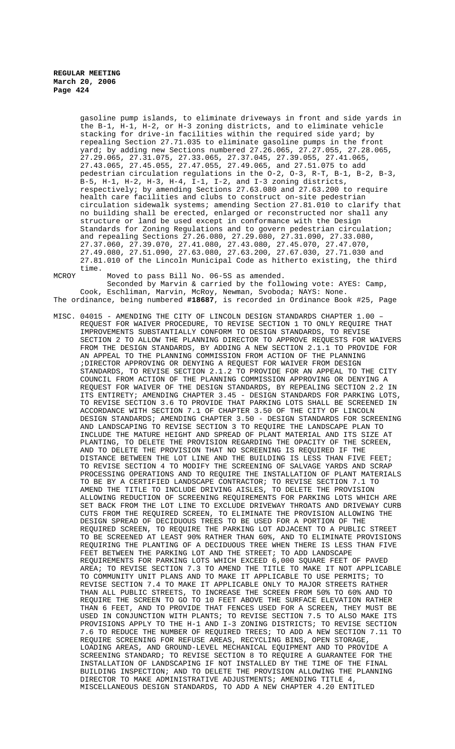gasoline pump islands, to eliminate driveways in front and side yards in the B-1, H-1, H-2, or H-3 zoning districts, and to eliminate vehicle stacking for drive-in facilities within the required side yard; by repealing Section 27.71.035 to eliminate gasoline pumps in the front yard; by adding new Sections numbered 27.26.065, 27.27.055, 27.28.065, 27.29.065, 27.31.075, 27.33.065, 27.37.045, 27.39.055, 27.41.065, 27.43.065, 27.45.055, 27.47.055, 27.49.065, and 27.51.075 to add pedestrian circulation regulations in the O-2, O-3, R-T, B-1, B-2, B-3, B-5, H-1, H-2, H-3, H-4, I-1, I-2, and I-3 zoning districts, respectively; by amending Sections 27.63.080 and 27.63.200 to require health care facilities and clubs to construct on-site pedestrian circulation sidewalk systems; amending Section 27.81.010 to clarify that no building shall be erected, enlarged or reconstructed nor shall any structure or land be used except in conformance with the Design Standards for Zoning Regulations and to govern pedestrian circulation; and repealing Sections 27.26.080, 27.29.080, 27.31.090, 27.33.080, 27.37.060, 27.39.070, 27.41.080, 27.43.080, 27.45.070, 27.47.070, 27.49.080, 27.51.090, 27.63.080, 27.63.200, 27.67.030, 27.71.030 and 27.81.010 of the Lincoln Municipal Code as hitherto existing, the third time.

MCROY Moved to pass Bill No. 06-5S as amended.

Seconded by Marvin & carried by the following vote: AYES: Camp, Cook, Eschliman, Marvin, McRoy, Newman, Svoboda; NAYS: None.

The ordinance, being numbered **#18687**, is recorded in Ordinance Book #25, Page

MISC. 04015 - AMENDING THE CITY OF LINCOLN DESIGN STANDARDS CHAPTER 1.00 – REQUEST FOR WAIVER PROCEDURE, TO REVISE SECTION 1 TO ONLY REQUIRE THAT IMPROVEMENTS SUBSTANTIALLY CONFORM TO DESIGN STANDARDS, TO REVISE SECTION 2 TO ALLOW THE PLANNING DIRECTOR TO APPROVE REQUESTS FOR WAIVERS FROM THE DESIGN STANDARDS, BY ADDING A NEW SECTION 2.1.1 TO PROVIDE FOR AN APPEAL TO THE PLANNING COMMISSION FROM ACTION OF THE PLANNING ;DIRECTOR APPROVING OR DENYING A REQUEST FOR WAIVER FROM DESIGN STANDARDS, TO REVISE SECTION 2.1.2 TO PROVIDE FOR AN APPEAL TO THE CITY COUNCIL FROM ACTION OF THE PLANNING COMMISSION APPROVING OR DENYING A REQUEST FOR WAIVER OF THE DESIGN STANDARDS, BY REPEALING SECTION 2.2 IN ITS ENTIRETY; AMENDING CHAPTER 3.45 - DESIGN STANDARDS FOR PARKING LOTS, TO REVISE SECTION 3.6 TO PROVIDE THAT PARKING LOTS SHALL BE SCREENED IN ACCORDANCE WITH SECTION 7.1 OF CHAPTER 3.50 OF THE CITY OF LINCOLN DESIGN STANDARDS; AMENDING CHAPTER 3.50 - DESIGN STANDARDS FOR SCREENING AND LANDSCAPING TO REVISE SECTION 3 TO REQUIRE THE LANDSCAPE PLAN TO INCLUDE THE MATURE HEIGHT AND SPREAD OF PLANT MATERIAL AND ITS SIZE AT PLANTING, TO DELETE THE PROVISION REGARDING THE OPACITY OF THE SCREEN, AND TO DELETE THE PROVISION THAT NO SCREENING IS REQUIRED IF THE DISTANCE BETWEEN THE LOT LINE AND THE BUILDING IS LESS THAN FIVE FEET; TO REVISE SECTION 4 TO MODIFY THE SCREENING OF SALVAGE YARDS AND SCRAP PROCESSING OPERATIONS AND TO REQUIRE THE INSTALLATION OF PLANT MATERIALS TO BE BY A CERTIFIED LANDSCAPE CONTRACTOR; TO REVISE SECTION 7.1 TO AMEND THE TITLE TO INCLUDE DRIVING AISLES, TO DELETE THE PROVISION ALLOWING REDUCTION OF SCREENING REQUIREMENTS FOR PARKING LOTS WHICH ARE SET BACK FROM THE LOT LINE TO EXCLUDE DRIVEWAY THROATS AND DRIVEWAY CURB CUTS FROM THE REQUIRED SCREEN, TO ELIMINATE THE PROVISION ALLOWING THE DESIGN SPREAD OF DECIDUOUS TREES TO BE USED FOR A PORTION OF THE REQUIRED SCREEN, TO REQUIRE THE PARKING LOT ADJACENT TO A PUBLIC STREET TO BE SCREENED AT LEAST 90% RATHER THAN 60%, AND TO ELIMINATE PROVISIONS REQUIRING THE PLANTING OF A DECIDUOUS TREE WHEN THERE IS LESS THAN FIVE FEET BETWEEN THE PARKING LOT AND THE STREET; TO ADD LANDSCAPE REQUIREMENTS FOR PARKING LOTS WHICH EXCEED 6,000 SQUARE FEET OF PAVED AREA; TO REVISE SECTION 7.3 TO AMEND THE TITLE TO MAKE IT NOT APPLICABLE TO COMMUNITY UNIT PLANS AND TO MAKE IT APPLICABLE TO USE PERMITS; TO REVISE SECTION 7.4 TO MAKE IT APPLICABLE ONLY TO MAJOR STREETS RATHER THAN ALL PUBLIC STREETS, TO INCREASE THE SCREEN FROM 50% TO 60% AND TO REQUIRE THE SCREEN TO GO TO 10 FEET ABOVE THE SURFACE ELEVATION RATHER THAN 6 FEET, AND TO PROVIDE THAT FENCES USED FOR A SCREEN, THEY MUST BE USED IN CONJUNCTION WITH PLANTS; TO REVISE SECTION 7.5 TO ALSO MAKE ITS PROVISIONS APPLY TO THE H-1 AND I-3 ZONING DISTRICTS; TO REVISE SECTION 7.6 TO REDUCE THE NUMBER OF REQUIRED TREES; TO ADD A NEW SECTION 7.11 TO REQUIRE SCREENING FOR REFUSE AREAS, RECYCLING BINS, OPEN STORAGE, LOADING AREAS, AND GROUND-LEVEL MECHANICAL EQUIPMENT AND TO PROVIDE A SCREENING STANDARD; TO REVISE SECTION 8 TO REQUIRE A GUARANTEE FOR THE INSTALLATION OF LANDSCAPING IF NOT INSTALLED BY THE TIME OF THE FINAL BUILDING INSPECTION; AND TO DELETE THE PROVISION ALLOWING THE PLANNING DIRECTOR TO MAKE ADMINISTRATIVE ADJUSTMENTS; AMENDING TITLE 4, MISCELLANEOUS DESIGN STANDARDS, TO ADD A NEW CHAPTER 4.20 ENTITLED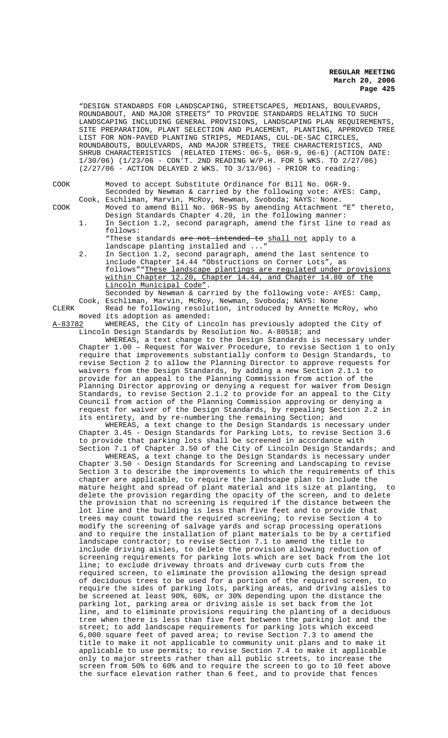"DESIGN STANDARDS FOR LANDSCAPING, STREETSCAPES, MEDIANS, BOULEVARDS, ROUNDABOUT, AND MAJOR STREETS" TO PROVIDE STANDARDS RELATING TO SUCH LANDSCAPING INCLUDING GENERAL PROVISIONS, LANDSCAPING PLAN REQUIREMENTS, SITE PREPARATION, PLANT SELECTION AND PLACEMENT, PLANTING, APPROVED TREE LIST FOR NON-PAVED PLANTING STRIPS, MEDIANS, CUL-DE-SAC CIRCLES, ROUNDABOUTS, BOULEVARDS, AND MAJOR STREETS, TREE CHARACTERISTICS, AND SHRUB CHARACTERISTICS (RELATED ITEMS: 06-5, 06R-9, 06-6) (ACTION DATE: 1/30/06) (1/23/06 - CON'T. 2ND READING W/P.H. FOR 5 WKS. TO 2/27/06) (2/27/06 - ACTION DELAYED 2 WKS. TO 3/13/06) - PRIOR to reading:

COOK Moved to accept Substitute Ordinance for Bill No. 06R-9.
Seconded by Newman & carried by the following vote: AYES: Camp, Cook, Eschliman, Marvin, McRoy, Newman, Svoboda; NAYS: None.

COOK Moved to amend Bill No. 06R-9S by amending Attachment "E" thereto, Design Standards Chapter 4.20, in the following manner:

1. In Section 1.2, second paragraph, amend the first line to read as follows:
"These standards ~~are not intended to~~ shall not apply to a landscape planting installed and ..."
2. In Section 1.2, second paragraph, amend the last sentence to include Chapter 14.44 "Obstructions on Corner Lots", as follows""These landscape plantings are regulated under provisions within Chapter 12.20, Chapter 14.44, and Chapter 14.80 of the Lincoln Municipal Code".

Seconded by Newman & carried by the following vote: AYES: Camp, Cook, Eschliman, Marvin, McRoy, Newman, Svoboda; NAYS: None

CLERK Read he following resolution, introduced by Annette McRoy, who moved its adoption as amended:

A-83782 WHEREAS, the City of Lincoln has previously adopted the City of Lincoln Design Standards by Resolution No. A-80518; and

WHEREAS, a text change to the Design Standards is necessary under Chapter 1.00 – Request for Waiver Procedure, to revise Section 1 to only require that improvements substantially conform to Design Standards, to revise Section 2 to allow the Planning Director to approve requests for waivers from the Design Standards, by adding a new Section 2.1.1 to provide for an appeal to the Planning Commission from action of the Planning Director approving or denying a request for waiver from Design Standards, to revise Section 2.1.2 to provide for an appeal to the City Council from action of the Planning Commission approving or denying a request for waiver of the Design Standards, by repealing Section 2.2 in its entirety, and by re-numbering the remaining Section; and

WHEREAS, a text change to the Design Standards is necessary under Chapter 3.45 - Design Standards for Parking Lots, to revise Section 3.6 to provide that parking lots shall be screened in accordance with Section 7.1 of Chapter 3.50 of the City of Lincoln Design Standards; and

WHEREAS, a text change to the Design Standards is necessary under Chapter 3.50 - Design Standards for Screening and Landscaping to revise Section 3 to describe the improvements to which the requirements of this chapter are applicable, to require the landscape plan to include the mature height and spread of plant material and its size at planting, to delete the provision regarding the opacity of the screen, and to delete the provision that no screening is required if the distance between the lot line and the building is less than five feet and to provide that trees may count toward the required screening; to revise Section 4 to modify the screening of salvage yards and scrap processing operations and to require the installation of plant materials to be by a certified landscape contractor; to revise Section 7.1 to amend the title to include driving aisles, to delete the provision allowing reduction of screening requirements for parking lots which are set back from the lot line; to exclude driveway throats and driveway curb cuts from the required screen, to eliminate the provision allowing the design spread of deciduous trees to be used for a portion of the required screen, to require the sides of parking lots, parking areas, and driving aisles to be screened at least 90%, 60%, or 30% depending upon the distance the parking lot, parking area or driving aisle is set back from the lot line, and to eliminate provisions requiring the planting of a deciduous tree when there is less than five feet between the parking lot and the street; to add landscape requirements for parking lots which exceed 6,000 square feet of paved area; to revise Section 7.3 to amend the title to make it not applicable to community unit plans and to make it applicable to use permits; to revise Section 7.4 to make it applicable only to major streets rather than all public streets, to increase the screen from 50% to 60% and to require the screen to go to 10 feet above the surface elevation rather than 6 feet, and to provide that fences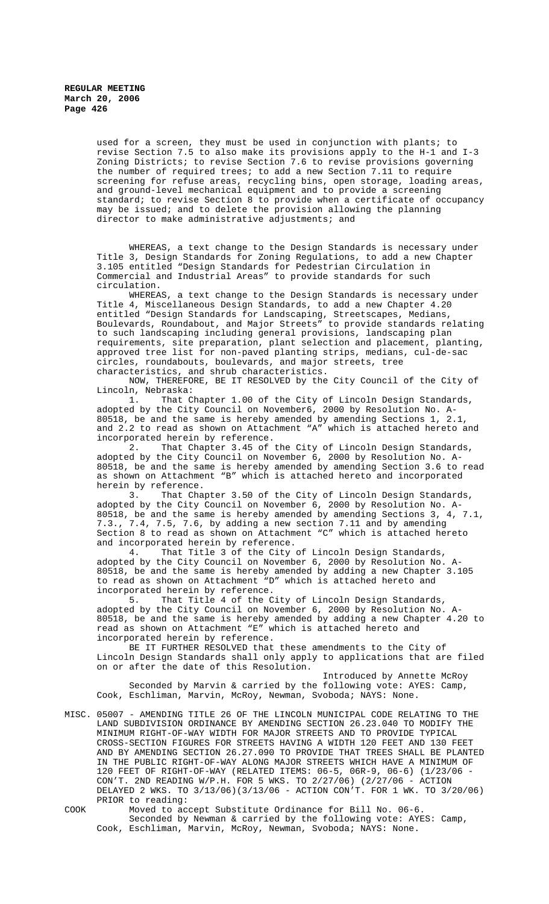used for a screen, they must be used in conjunction with plants; to revise Section 7.5 to also make its provisions apply to the H-1 and I-3 Zoning Districts; to revise Section 7.6 to revise provisions governing the number of required trees; to add a new Section 7.11 to require screening for refuse areas, recycling bins, open storage, loading areas, and ground-level mechanical equipment and to provide a screening standard; to revise Section 8 to provide when a certificate of occupancy may be issued; and to delete the provision allowing the planning director to make administrative adjustments; and

WHEREAS, a text change to the Design Standards is necessary under Title 3, Design Standards for Zoning Regulations, to add a new Chapter 3.105 entitled "Design Standards for Pedestrian Circulation in Commercial and Industrial Areas" to provide standards for such circulation.

WHEREAS, a text change to the Design Standards is necessary under Title 4, Miscellaneous Design Standards, to add a new Chapter 4.20 entitled "Design Standards for Landscaping, Streetscapes, Medians, Boulevards, Roundabout, and Major Streets" to provide standards relating to such landscaping including general provisions, landscaping plan requirements, site preparation, plant selection and placement, planting, approved tree list for non-paved planting strips, medians, cul-de-sac circles, roundabouts, boulevards, and major streets, tree characteristics, and shrub characteristics.

NOW, THEREFORE, BE IT RESOLVED by the City Council of the City of Lincoln, Nebraska:

1. That Chapter 1.00 of the City of Lincoln Design Standards, adopted by the City Council on November6, 2000 by Resolution No. A-80518, be and the same is hereby amended by amending Sections 1, 2.1, and 2.2 to read as shown on Attachment "A" which is attached hereto and incorporated herein by reference.

2. That Chapter 3.45 of the City of Lincoln Design Standards, adopted by the City Council on November 6, 2000 by Resolution No. A-80518, be and the same is hereby amended by amending Section 3.6 to read as shown on Attachment "B" which is attached hereto and incorporated herein by reference.

3. That Chapter 3.50 of the City of Lincoln Design Standards, adopted by the City Council on November 6, 2000 by Resolution No. A-80518, be and the same is hereby amended by amending Sections 3, 4, 7.1, 7.3., 7.4, 7.5, 7.6, by adding a new section 7.11 and by amending Section 8 to read as shown on Attachment "C" which is attached hereto and incorporated herein by reference.

4. That Title 3 of the City of Lincoln Design Standards, adopted by the City Council on November 6, 2000 by Resolution No. A-80518, be and the same is hereby amended by adding a new Chapter 3.105 to read as shown on Attachment "D" which is attached hereto and incorporated herein by reference.

5. That Title 4 of the City of Lincoln Design Standards, adopted by the City Council on November 6, 2000 by Resolution No. A-80518, be and the same is hereby amended by adding a new Chapter 4.20 to read as shown on Attachment "E" which is attached hereto and incorporated herein by reference.

BE IT FURTHER RESOLVED that these amendments to the City of Lincoln Design Standards shall only apply to applications that are filed on or after the date of this Resolution.

Introduced by Annette McRoy

Seconded by Marvin & carried by the following vote: AYES: Camp, Cook, Eschliman, Marvin, McRoy, Newman, Svoboda; NAYS: None.

MISC. 05007 - AMENDING TITLE 26 OF THE LINCOLN MUNICIPAL CODE RELATING TO THE LAND SUBDIVISION ORDINANCE BY AMENDING SECTION 26.23.040 TO MODIFY THE MINIMUM RIGHT-OF-WAY WIDTH FOR MAJOR STREETS AND TO PROVIDE TYPICAL CROSS-SECTION FIGURES FOR STREETS HAVING A WIDTH 120 FEET AND 130 FEET AND BY AMENDING SECTION 26.27.090 TO PROVIDE THAT TREES SHALL BE PLANTED IN THE PUBLIC RIGHT-OF-WAY ALONG MAJOR STREETS WHICH HAVE A MINIMUM OF 120 FEET OF RIGHT-OF-WAY (RELATED ITEMS: 06-5, 06R-9, 06-6) (1/23/06 - CON'T. 2ND READING W/P.H. FOR 5 WKS. TO 2/27/06) (2/27/06 - ACTION DELAYED 2 WKS. TO 3/13/06)(3/13/06 - ACTION CON'T. FOR 1 WK. TO 3/20/06) PRIOR to reading:

COOK Moved to accept Substitute Ordinance for Bill No. 06-6.

Seconded by Newman & carried by the following vote: AYES: Camp, Cook, Eschliman, Marvin, McRoy, Newman, Svoboda; NAYS: None.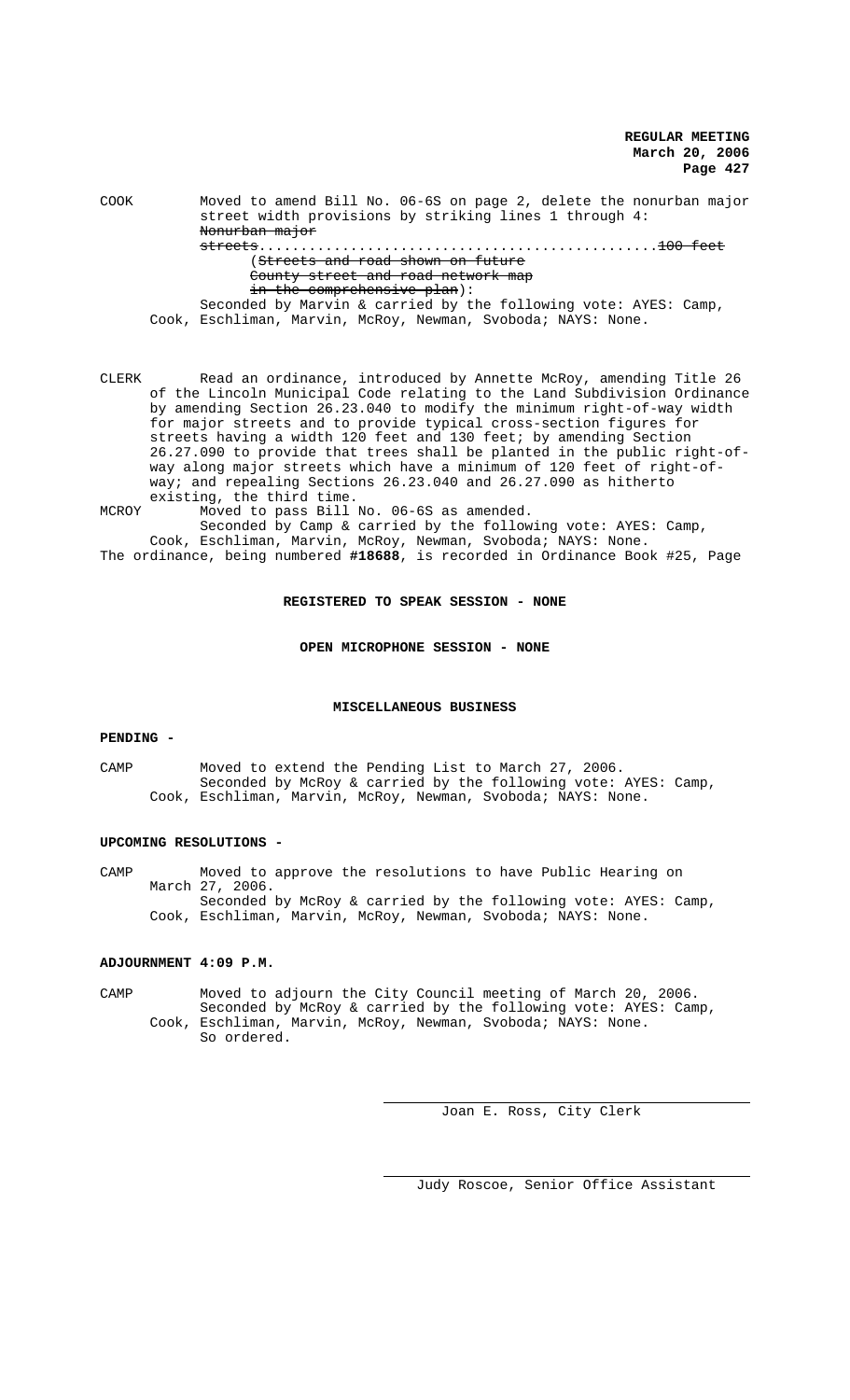COOK Moved to amend Bill No. 06-6S on page 2, delete the nonurban major street width provisions by striking lines 1 through 4:

~~Nonurban major streets~~..............................................~~100 feet~~
(~~Streets and road shown on future County street and road network map in the comprehensive plan~~):

Seconded by Marvin & carried by the following vote: AYES: Camp, Cook, Eschliman, Marvin, McRoy, Newman, Svoboda; NAYS: None.

CLERK Read an ordinance, introduced by Annette McRoy, amending Title 26 of the Lincoln Municipal Code relating to the Land Subdivision Ordinance by amending Section 26.23.040 to modify the minimum right-of-way width for major streets and to provide typical cross-section figures for streets having a width 120 feet and 130 feet; by amending Section 26.27.090 to provide that trees shall be planted in the public right-of-way along major streets which have a minimum of 120 feet of right-of-way; and repealing Sections 26.23.040 and 26.27.090 as hitherto existing, the third time.

MCROY Moved to pass Bill No. 06-6S as amended.
Seconded by Camp & carried by the following vote: AYES: Camp, Cook, Eschliman, Marvin, McRoy, Newman, Svoboda; NAYS: None.

The ordinance, being numbered **#18688**, is recorded in Ordinance Book #25, Page

**REGISTERED TO SPEAK SESSION - NONE**

**OPEN MICROPHONE SESSION - NONE**

**MISCELLANEOUS BUSINESS**

**PENDING -**

CAMP Moved to extend the Pending List to March 27, 2006.
Seconded by McRoy & carried by the following vote: AYES: Camp, Cook, Eschliman, Marvin, McRoy, Newman, Svoboda; NAYS: None.

**UPCOMING RESOLUTIONS -**

CAMP Moved to approve the resolutions to have Public Hearing on March 27, 2006.
Seconded by McRoy & carried by the following vote: AYES: Camp, Cook, Eschliman, Marvin, McRoy, Newman, Svoboda; NAYS: None.

**ADJOURNMENT 4:09 P.M.**

CAMP Moved to adjourn the City Council meeting of March 20, 2006.
Seconded by McRoy & carried by the following vote: AYES: Camp, Cook, Eschliman, Marvin, McRoy, Newman, Svoboda; NAYS: None.
So ordered.

Joan E. Ross, City Clerk

Judy Roscoe, Senior Office Assistant